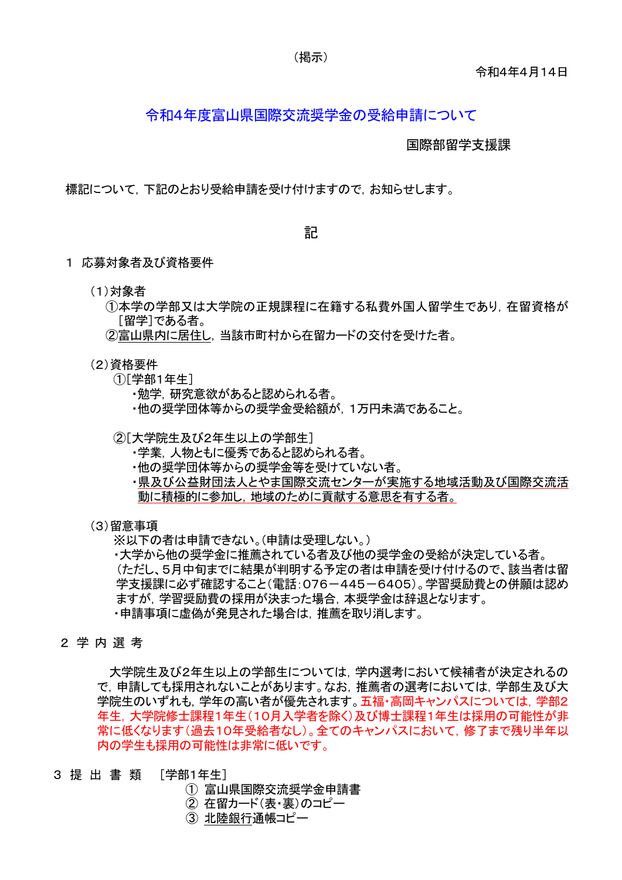（掲示）

令和4年4月14日

# 令和4年度富山県国際交流奨学金の受給申請について

国際部留学支援課

標記について，下記のとおり受給申請を受け付けますので，お知らせします。

記

1　応募対象者及び資格要件

（1）対象者

①本学の学部又は大学院の正規課程に在籍する私費外国人留学生であり，在留資格が[留学]である者。

②富山県内に居住し，当該市町村から在留カードの交付を受けた者。

（2）資格要件

①[学部1年生]

・勉学，研究意欲があると認められる者。

・他の奨学団体等からの奨学金受給額が，1万円未満であること。

②[大学院生及び2年生以上の学部生]

・学業，人物ともに優秀であると認められる者。

・他の奨学団体等からの奨学金等を受けていない者。

・県及び公益財団法人とやま国際交流センターが実施する地域活動及び国際交流活動に積極的に参加し，地域のために貢献する意思を有する者。

（3）留意事項

※以下の者は申請できない。（申請は受理しない。）

・大学から他の奨学金に推薦されている者及び他の奨学金の受給が決定している者。（ただし、5月中旬までに結果が判明する予定の者は申請を受け付けるので、該当者は留学支援課に必ず確認すること（電話：076－445－6405）。学習奨励費との併願は認めますが，学習奨励費の採用が決まった場合，本奨学金は辞退となります。

・申請事項に虚偽が発見された場合は，推薦を取り消します。

2　学 内 選 考

大学院生及び2年生以上の学部生については，学内選考において候補者が決定されるので，申請しても採用されないことがあります。なお，推薦者の選考においては，学部生及び大学院生のいずれも，学年の高い者が優先されます。五福・高岡キャンパスについては，学部2年生，大学院修士課程1年生（10月入学者を除く）及び博士課程1年生は採用の可能性が非常に低くなります（過去10年受給者なし）。全てのキャンパスにおいて，修了まで残り半年以内の学生も採用の可能性は非常に低いです。

3　提 出 書 類　［学部1年生］

①　富山県国際交流奨学金申請書

②　在留カード（表・裏）のコピー

③　北陸銀行通帳コピー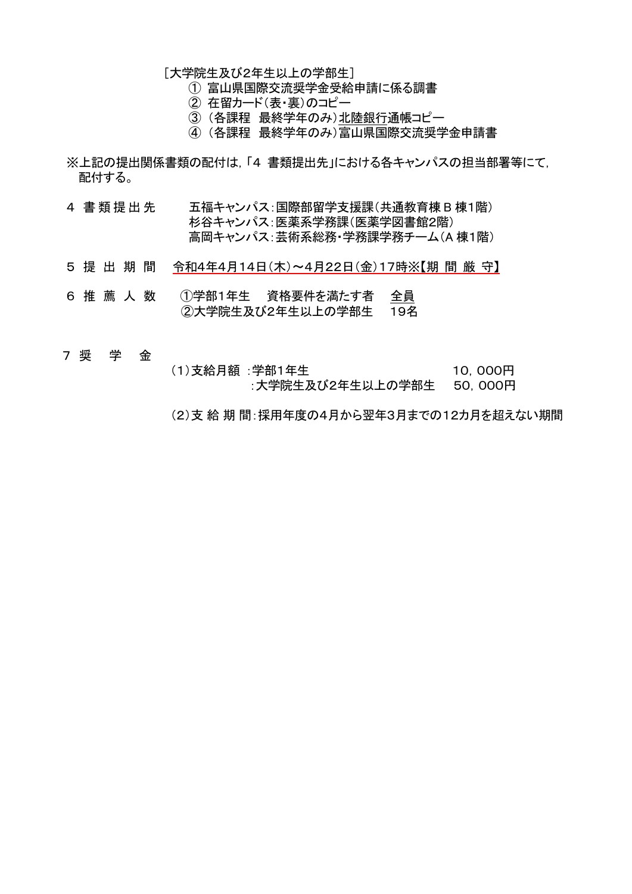[大学院生及び2年生以上の学部生]

① 富山県国際交流奨学金受給申請に係る調書
② 在留カード（表・裏）のコピー
③ （各課程　最終学年のみ）北陸銀行通帳コピー
④ （各課程　最終学年のみ）富山県国際交流奨学金申請書

※上記の提出関係書類の配付は，「4　書類提出先」における各キャンパスの担当部署等にて，配付する。

4　書類提出先　　五福キャンパス：国際部留学支援課（共通教育棟Ｂ棟1階）
　　　　　　　　杉谷キャンパス：医薬系学務課（医薬学図書館2階）
　　　　　　　　高岡キャンパス：芸術系総務・学務課学務チーム（Ａ棟1階）

5　提出期間　　令和4年4月14日（木）～4月22日（金）17時※【期 間 厳 守】

6　推薦人数　　①学部1年生　資格要件を満たす者　全員
　　　　　　　　②大学院生及び2年生以上の学部生　19名

7　奨　学　金

（1）支給月額 :学部1年生　10，000円
　　　　　　　:大学院生及び2年生以上の学部生　50，000円

（2）支給期間:採用年度の4月から翌年3月までの12カ月を超えない期間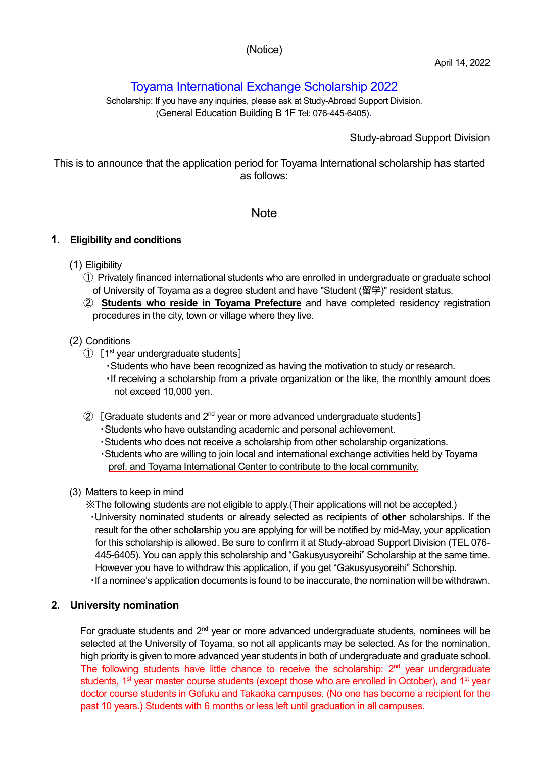(Notice)

April 14, 2022

# Toyama International Exchange Scholarship 2022

Scholarship: If you have any inquiries, please ask at Study-Abroad Support Division.
(General Education Building B 1F Tel: 076-445-6405).

Study-abroad Support Division

This is to announce that the application period for Toyama International scholarship has started as follows:

## Note

### 1. Eligibility and conditions

(1) Eligibility

① Privately financed international students who are enrolled in undergraduate or graduate school of University of Toyama as a degree student and have "Student (留学)" resident status.

② **Students who reside in Toyama Prefecture** and have completed residency registration procedures in the city, town or village where they live.

(2) Conditions

① [1st year undergraduate students]

- Students who have been recognized as having the motivation to study or research.
- If receiving a scholarship from a private organization or the like, the monthly amount does not exceed 10,000 yen.

② [Graduate students and 2nd year or more advanced undergraduate students]

- Students who have outstanding academic and personal achievement.
- Students who does not receive a scholarship from other scholarship organizations.
- Students who are willing to join local and international exchange activities held by Toyama pref. and Toyama International Center to contribute to the local community.

(3) Matters to keep in mind

※The following students are not eligible to apply.(Their applications will not be accepted.)

- University nominated students or already selected as recipients of **other** scholarships. If the result for the other scholarship you are applying for will be notified by mid-May, your application for this scholarship is allowed. Be sure to confirm it at Study-abroad Support Division (TEL 076-445-6405). You can apply this scholarship and "Gakusyusyoreihi" Scholarship at the same time. However you have to withdraw this application, if you get "Gakusyusyoreihi" Schorship.
- If a nominee's application documents is found to be inaccurate, the nomination will be withdrawn.

### 2. University nomination

For graduate students and 2nd year or more advanced undergraduate students, nominees will be selected at the University of Toyama, so not all applicants may be selected. As for the nomination, high priority is given to more advanced year students in both of undergraduate and graduate school. The following students have little chance to receive the scholarship: 2nd year undergraduate students, 1st year master course students (except those who are enrolled in October), and 1st year doctor course students in Gofuku and Takaoka campuses. (No one has become a recipient for the past 10 years.) Students with 6 months or less left until graduation in all campuses.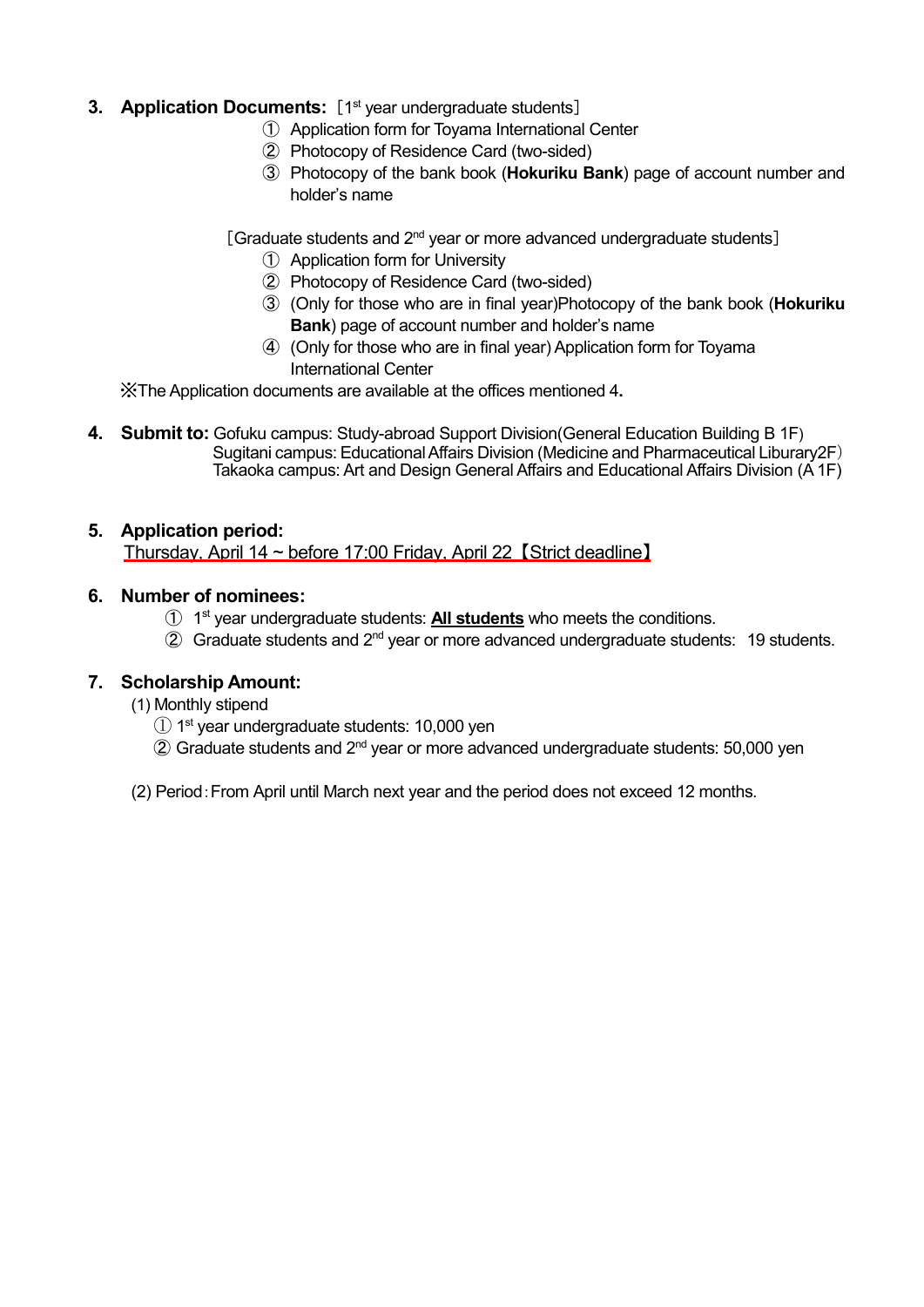3. **Application Documents:** ［1st year undergraduate students］

   ① Application form for Toyama International Center
   ② Photocopy of Residence Card (two-sided)
   ③ Photocopy of the bank book (**Hokuriku Bank**) page of account number and holder's name

   ［Graduate students and 2nd year or more advanced undergraduate students］

   ① Application form for University
   ② Photocopy of Residence Card (two-sided)
   ③ (Only for those who are in final year)Photocopy of the bank book (**Hokuriku Bank**) page of account number and holder's name
   ④ (Only for those who are in final year) Application form for Toyama International Center

   ※The Application documents are available at the offices mentioned 4**.**

4. **Submit to:** Gofuku campus: Study-abroad Support Division(General Education Building B 1F)
   Sugitani campus: Educational Affairs Division (Medicine and Pharmaceutical Liburary2F)
   Takaoka campus: Art and Design General Affairs and Educational Affairs Division (A 1F)

5. **Application period:**
   Thursday, April 14 ~ before 17:00 Friday, April 22【Strict deadline】

6. **Number of nominees:**
   ① 1st year undergraduate students: **All students** who meets the conditions.
   ② Graduate students and 2nd year or more advanced undergraduate students: 19 students.

7. **Scholarship Amount:**
   (1) Monthly stipend
   ① 1st year undergraduate students: 10,000 yen
   ② Graduate students and 2nd year or more advanced undergraduate students: 50,000 yen

   (2) Period：From April until March next year and the period does not exceed 12 months.